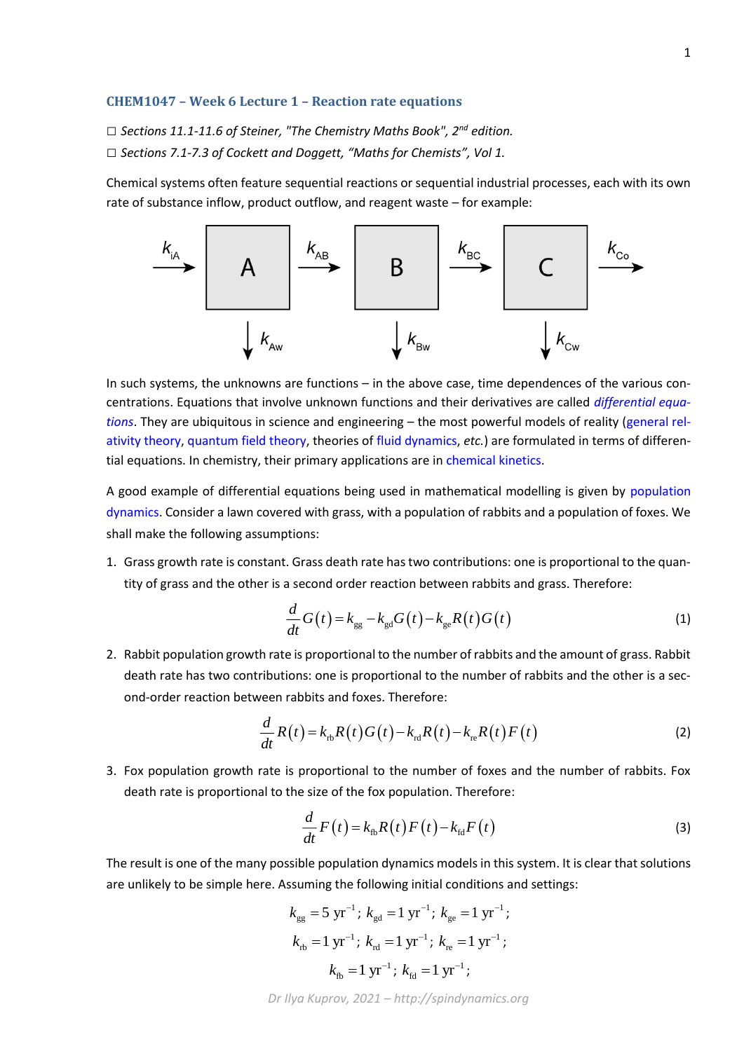## CHEM1047 – Week 6 Lecture 1 – Reaction rate equations

☐ *Sections 11.1-11.6 of Steiner, "The Chemistry Maths Book", 2nd edition.*

☐ *Sections 7.1-7.3 of Cockett and Doggett, "Maths for Chemists", Vol 1.*

Chemical systems often feature sequential reactions or sequential industrial processes, each with its own rate of substance inflow, product outflow, and reagent waste – for example:

In such systems, the unknowns are functions – in the above case, time dependences of the various concentrations. Equations that involve unknown functions and their derivatives are called *differential equations*. They are ubiquitous in science and engineering – the most powerful models of reality (general relativity theory, quantum field theory, theories of fluid dynamics, *etc.*) are formulated in terms of differential equations. In chemistry, their primary applications are in chemical kinetics.

A good example of differential equations being used in mathematical modelling is given by population dynamics. Consider a lawn covered with grass, with a population of rabbits and a population of foxes. We shall make the following assumptions:

1. Grass growth rate is constant. Grass death rate has two contributions: one is proportional to the quantity of grass and the other is a second order reaction between rabbits and grass. Therefore:

$$\frac{d}{dt}G(t) = k_{gg} - k_{gd}G(t) - k_{ge}R(t)G(t) \tag{1}$$

2. Rabbit population growth rate is proportional to the number of rabbits and the amount of grass. Rabbit death rate has two contributions: one is proportional to the number of rabbits and the other is a second-order reaction between rabbits and foxes. Therefore:

$$\frac{d}{dt}R(t) = k_{rb}R(t)G(t) - k_{rd}R(t) - k_{re}R(t)F(t) \tag{2}$$

3. Fox population growth rate is proportional to the number of foxes and the number of rabbits. Fox death rate is proportional to the size of the fox population. Therefore:

$$\frac{d}{dt}F(t) = k_{fb}R(t)F(t) - k_{fd}F(t) \tag{3}$$

The result is one of the many possible population dynamics models in this system. It is clear that solutions are unlikely to be simple here. Assuming the following initial conditions and settings:

$$k_{gg} = 5\ \text{yr}^{-1};\ k_{gd} = 1\ \text{yr}^{-1};\ k_{ge} = 1\ \text{yr}^{-1};$$

$$k_{rb} = 1\ \text{yr}^{-1};\ k_{rd} = 1\ \text{yr}^{-1};\ k_{re} = 1\ \text{yr}^{-1};$$

$$k_{fb} = 1\ \text{yr}^{-1};\ k_{fd} = 1\ \text{yr}^{-1};$$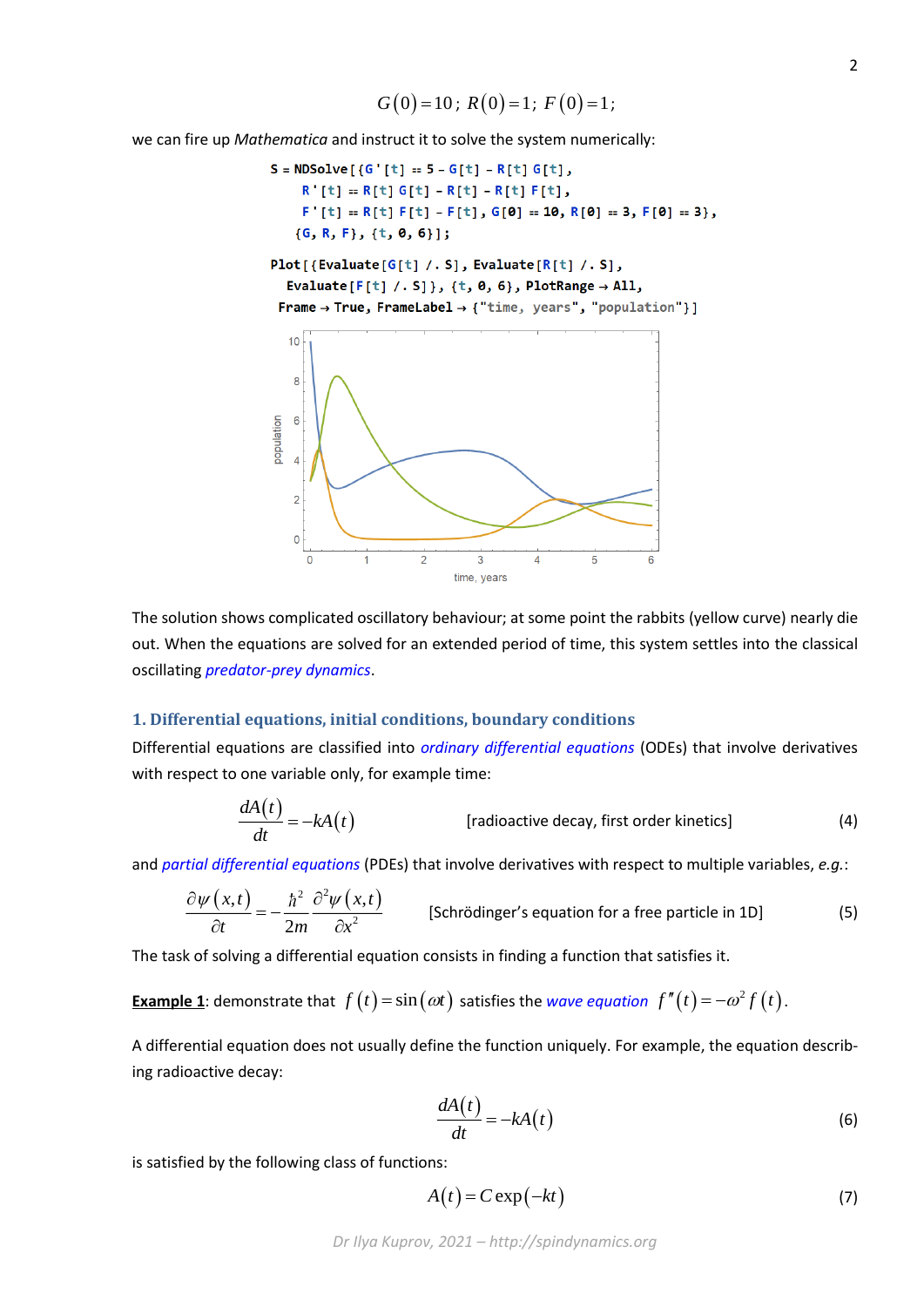$$G(0)=10;\ R(0)=1;\ F(0)=1;$$

we can fire up *Mathematica* and instruct it to solve the system numerically:

```
S = NDSolve[{G'[t] == 5 - G[t] - R[t] G[t],
    R'[t] == R[t] G[t] - R[t] - R[t] F[t],
    F'[t] == R[t] F[t] - F[t], G[0] == 10, R[0] == 3, F[0] == 3},
   {G, R, F}, {t, 0, 6}];

Plot[{Evaluate[G[t] /. S], Evaluate[R[t] /. S],
  Evaluate[F[t] /. S]}, {t, 0, 6}, PlotRange → All,
 Frame → True, FrameLabel → {"time, years", "population"}]
```

The solution shows complicated oscillatory behaviour; at some point the rabbits (yellow curve) nearly die out. When the equations are solved for an extended period of time, this system settles into the classical oscillating *predator-prey dynamics*.

## 1. Differential equations, initial conditions, boundary conditions

Differential equations are classified into *ordinary differential equations* (ODEs) that involve derivatives with respect to one variable only, for example time:

$$\frac{dA(t)}{dt}=-kA(t) \qquad \text{[radioactive decay, first order kinetics]} \tag{4}$$

and *partial differential equations* (PDEs) that involve derivatives with respect to multiple variables, *e.g.*:

$$\frac{\partial\psi(x,t)}{\partial t}=-\frac{\hbar^2}{2m}\frac{\partial^2\psi(x,t)}{\partial x^2} \qquad \text{[Schrödinger's equation for a free particle in 1D]} \tag{5}$$

The task of solving a differential equation consists in finding a function that satisfies it.

**Example 1**: demonstrate that $f(t)=\sin(\omega t)$ satisfies the *wave equation* $f''(t)=-\omega^2 f(t)$.

A differential equation does not usually define the function uniquely. For example, the equation describing radioactive decay:

$$\frac{dA(t)}{dt}=-kA(t) \tag{6}$$

is satisfied by the following class of functions:

$$A(t)=C\exp(-kt) \tag{7}$$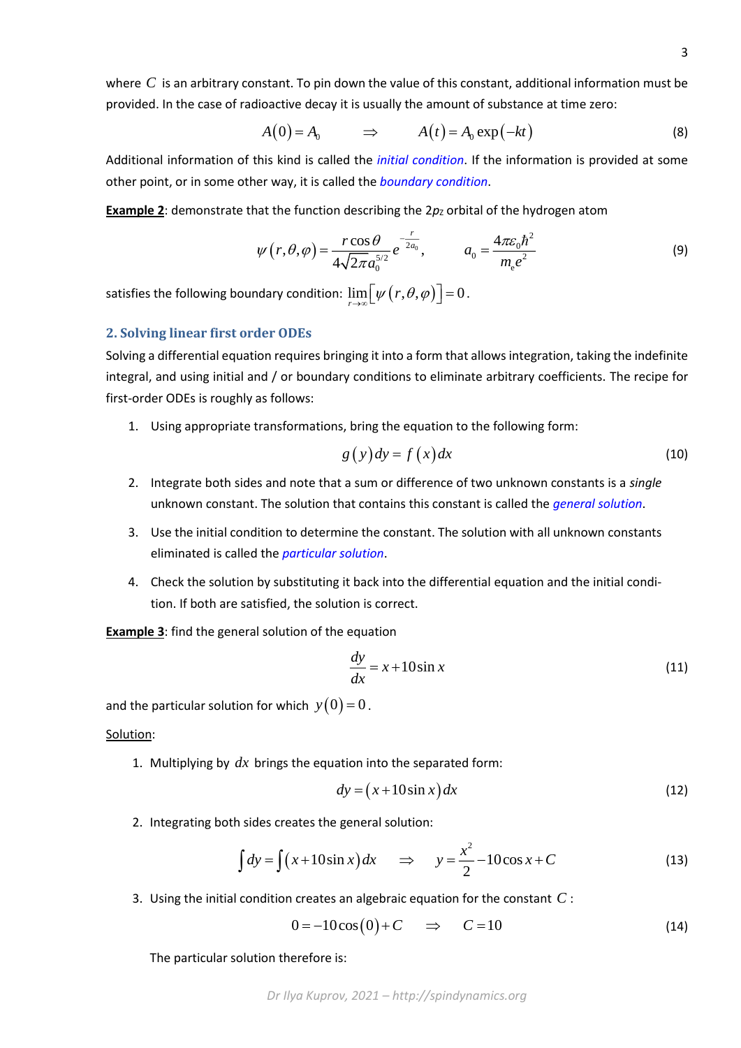where $C$ is an arbitrary constant. To pin down the value of this constant, additional information must be provided. In the case of radioactive decay it is usually the amount of substance at time zero:

$$A(0) = A_0 \qquad \Rightarrow \qquad A(t) = A_0 \exp(-kt) \tag{8}$$

Additional information of this kind is called the *initial condition*. If the information is provided at some other point, or in some other way, it is called the *boundary condition*.

**Example 2**: demonstrate that the function describing the $2p_Z$ orbital of the hydrogen atom

$$\psi(r,\theta,\varphi) = \frac{r\cos\theta}{4\sqrt{2\pi}a_0^{5/2}} e^{-\frac{r}{2a_0}}, \qquad a_0 = \frac{4\pi\varepsilon_0\hbar^2}{m_e e^2} \tag{9}$$

satisfies the following boundary condition: $\lim\limits_{r\to\infty}\left[\psi(r,\theta,\varphi)\right] = 0$.

## 2. Solving linear first order ODEs

Solving a differential equation requires bringing it into a form that allows integration, taking the indefinite integral, and using initial and / or boundary conditions to eliminate arbitrary coefficients. The recipe for first-order ODEs is roughly as follows:

1. Using appropriate transformations, bring the equation to the following form:

$$g(y)\,dy = f(x)\,dx \tag{10}$$

2. Integrate both sides and note that a sum or difference of two unknown constants is a *single* unknown constant. The solution that contains this constant is called the *general solution*.

3. Use the initial condition to determine the constant. The solution with all unknown constants eliminated is called the *particular solution*.

4. Check the solution by substituting it back into the differential equation and the initial condition. If both are satisfied, the solution is correct.

**Example 3**: find the general solution of the equation

$$\frac{dy}{dx} = x + 10\sin x \tag{11}$$

and the particular solution for which $y(0) = 0$.

Solution:

1. Multiplying by $dx$ brings the equation into the separated form:

$$dy = (x + 10\sin x)\,dx \tag{12}$$

2. Integrating both sides creates the general solution:

$$\int dy = \int (x + 10\sin x)\,dx \qquad \Rightarrow \qquad y = \frac{x^2}{2} - 10\cos x + C \tag{13}$$

3. Using the initial condition creates an algebraic equation for the constant $C$:

$$0 = -10\cos(0) + C \qquad \Rightarrow \qquad C = 10 \tag{14}$$

   The particular solution therefore is: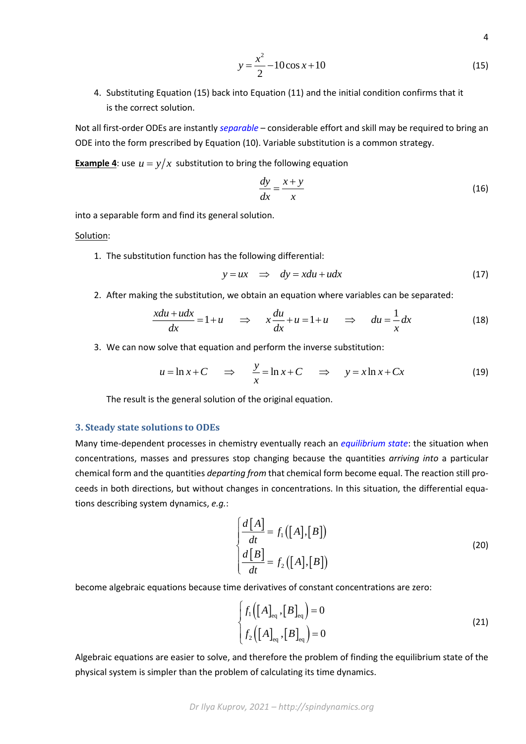$$y = \frac{x^2}{2} - 10\cos x + 10 \tag{15}$$

4. Substituting Equation (15) back into Equation (11) and the initial condition confirms that it is the correct solution.

Not all first-order ODEs are instantly *separable* – considerable effort and skill may be required to bring an ODE into the form prescribed by Equation (10). Variable substitution is a common strategy.

**Example 4**: use $u = y/x$ substitution to bring the following equation

$$\frac{dy}{dx} = \frac{x+y}{x} \tag{16}$$

into a separable form and find its general solution.

Solution:

1. The substitution function has the following differential:

$$y = ux \quad \Rightarrow \quad dy = xdu + udx \tag{17}$$

2. After making the substitution, we obtain an equation where variables can be separated:

$$\frac{xdu + udx}{dx} = 1 + u \quad \Rightarrow \quad x\frac{du}{dx} + u = 1 + u \quad \Rightarrow \quad du = \frac{1}{x}dx \tag{18}$$

3. We can now solve that equation and perform the inverse substitution:

$$u = \ln x + C \quad \Rightarrow \quad \frac{y}{x} = \ln x + C \quad \Rightarrow \quad y = x\ln x + Cx \tag{19}$$

The result is the general solution of the original equation.

### 3. Steady state solutions to ODEs

Many time-dependent processes in chemistry eventually reach an *equilibrium state*: the situation when concentrations, masses and pressures stop changing because the quantities *arriving into* a particular chemical form and the quantities *departing from* that chemical form become equal. The reaction still proceeds in both directions, but without changes in concentrations. In this situation, the differential equations describing system dynamics, *e.g.*:

$$\begin{cases} \dfrac{d[A]}{dt} = f_1([A],[B]) \\[2ex] \dfrac{d[B]}{dt} = f_2([A],[B]) \end{cases} \tag{20}$$

become algebraic equations because time derivatives of constant concentrations are zero:

$$\begin{cases} f_1\left([A]_{\text{eq}},[B]_{\text{eq}}\right) = 0 \\ f_2\left([A]_{\text{eq}},[B]_{\text{eq}}\right) = 0 \end{cases} \tag{21}$$

Algebraic equations are easier to solve, and therefore the problem of finding the equilibrium state of the physical system is simpler than the problem of calculating its time dynamics.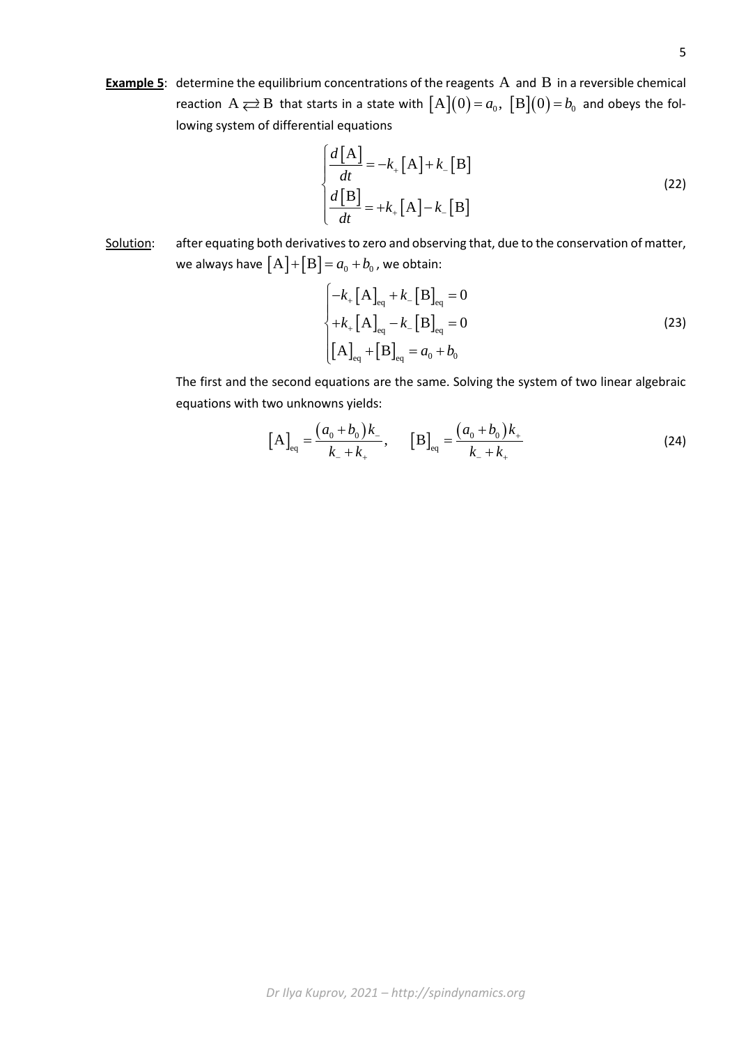**Example 5**: determine the equilibrium concentrations of the reagents $\mathrm{A}$ and $\mathrm{B}$ in a reversible chemical reaction $\mathrm{A} \rightleftarrows \mathrm{B}$ that starts in a state with $[\mathrm{A}](0)=a_0$, $[\mathrm{B}](0)=b_0$ and obeys the following system of differential equations

$$\begin{cases} \dfrac{d[\mathrm{A}]}{dt} = -k_+[\mathrm{A}] + k_-[\mathrm{B}] \\ \dfrac{d[\mathrm{B}]}{dt} = +k_+[\mathrm{A}] - k_-[\mathrm{B}] \end{cases} \tag{22}$$

Solution: after equating both derivatives to zero and observing that, due to the conservation of matter, we always have $[\mathrm{A}]+[\mathrm{B}]=a_0+b_0$, we obtain:

$$\begin{cases} -k_+[\mathrm{A}]_{\mathrm{eq}} + k_-[\mathrm{B}]_{\mathrm{eq}} = 0 \\ +k_+[\mathrm{A}]_{\mathrm{eq}} - k_-[\mathrm{B}]_{\mathrm{eq}} = 0 \\ [\mathrm{A}]_{\mathrm{eq}} + [\mathrm{B}]_{\mathrm{eq}} = a_0 + b_0 \end{cases} \tag{23}$$

The first and the second equations are the same. Solving the system of two linear algebraic equations with two unknowns yields:

$$[\mathrm{A}]_{\mathrm{eq}} = \frac{(a_0+b_0)k_-}{k_- + k_+}, \qquad [\mathrm{B}]_{\mathrm{eq}} = \frac{(a_0+b_0)k_+}{k_- + k_+} \tag{24}$$